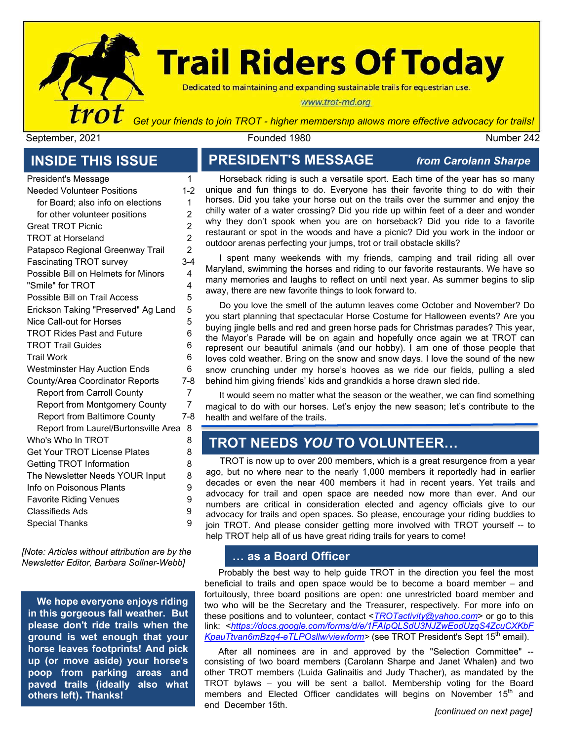# Trail Riders Of Today

Dedicated to maintaining and expanding sustainable trails for equestrian use.

www.trot-md.org

trot

*Get your friends to join TROT - higher membership allows more effective advocacy for trails!*

September, 2021 | Founded 1980 | Number 242

## INSIDE THIS ISSUE

| | |
|---|---|
| President's Message | 1 |
| Needed Volunteer Positions | 1-2 |
| for Board; also info on elections | 1 |
| for other volunteer positions | 2 |
| Great TROT Picnic | 2 |
| TROT at Horseland | 2 |
| Patapsco Regional Greenway Trail | 2 |
| Fascinating TROT survey | 3-4 |
| Possible Bill on Helmets for Minors | 4 |
| "Smile" for TROT | 4 |
| Possible Bill on Trail Access | 5 |
| Erickson Taking "Preserved" Ag Land | 5 |
| Nice Call-out for Horses | 5 |
| TROT Rides Past and Future | 6 |
| TROT Trail Guides | 6 |
| Trail Work | 6 |
| Westminster Hay Auction Ends | 6 |
| County/Area Coordinator Reports | 7-8 |
| Report from Carroll County | 7 |
| Report from Montgomery County | 7 |
| Report from Baltimore County | 7-8 |
| Report from Laurel/Burtonsville Area | 8 |
| Who's Who In TROT | 8 |
| Get Your TROT License Plates | 8 |
| Getting TROT Information | 8 |
| The Newsletter Needs YOUR Input | 8 |
| Info on Poisonous Plants | 9 |
| Favorite Riding Venues | 9 |
| Classifieds Ads | 9 |
| Special Thanks | 9 |

*[Note: Articles without attribution are by the Newsletter Editor, Barbara Sollner-Webb]*

**We hope everyone enjoys riding in this gorgeous fall weather. But please don't ride trails when the ground is wet enough that your horse leaves footprints! And pick up (or move aside) your horse's poop from parking areas and paved trails (ideally also what others left). Thanks!**

## PRESIDENT'S MESSAGE *from Carolann Sharpe*

Horseback riding is such a versatile sport. Each time of the year has so many unique and fun things to do. Everyone has their favorite thing to do with their horses. Did you take your horse out on the trails over the summer and enjoy the chilly water of a water crossing? Did you ride up within feet of a deer and wonder why they don't spook when you are on horseback? Did you ride to a favorite restaurant or spot in the woods and have a picnic? Did you work in the indoor or outdoor arenas perfecting your jumps, trot or trail obstacle skills?

I spent many weekends with my friends, camping and trail riding all over Maryland, swimming the horses and riding to our favorite restaurants. We have so many memories and laughs to reflect on until next year. As summer begins to slip away, there are new favorite things to look forward to.

Do you love the smell of the autumn leaves come October and November? Do you start planning that spectacular Horse Costume for Halloween events? Are you buying jingle bells and red and green horse pads for Christmas parades? This year, the Mayor's Parade will be on again and hopefully once again we at TROT can represent our beautiful animals (and our hobby). I am one of those people that loves cold weather. Bring on the snow and snow days. I love the sound of the new snow crunching under my horse's hooves as we ride our fields, pulling a sled behind him giving friends' kids and grandkids a horse drawn sled ride.

It would seem no matter what the season or the weather, we can find something magical to do with our horses. Let's enjoy the new season; let's contribute to the health and welfare of the trails.

## TROT NEEDS *YOU* TO VOLUNTEER…

TROT is now up to over 200 members, which is a great resurgence from a year ago, but no where near to the nearly 1,000 members it reportedly had in earlier decades or even the near 400 members it had in recent years. Yet trails and advocacy for trail and open space are needed now more than ever. And our numbers are critical in consideration elected and agency officials give to our advocacy for trails and open spaces. So please, encourage your riding buddies to join TROT. And please consider getting more involved with TROT yourself -- to help TROT help all of us have great riding trails for years to come!

### … as a Board Officer

Probably the best way to help guide TROT in the direction you feel the most beneficial to trails and open space would be to become a board member – and fortuitously, three board positions are open: one unrestricted board member and two who will be the Secretary and the Treasurer, respectively. For more info on these positions and to volunteer, contact <*TROTactivity@yahoo.com*> or go to this link: <*https://docs.google.com/forms/d/e/1FAIpQLSdU3NJZwEodUzqS4ZcuCXKbFKpauTtvan6mBzq4-eTLPOsllw/viewform*> (see TROT President's Sept 15th email).

After all nominees are in and approved by the "Selection Committee" -- consisting of two board members (Carolann Sharpe and Janet Whalen**)** and two other TROT members (Luida Galinaitis and Judy Thacher), as mandated by the TROT bylaws – you will be sent a ballot. Membership voting for the Board members and Elected Officer candidates will begins on November 15th and end December 15th.

*[continued on next page]*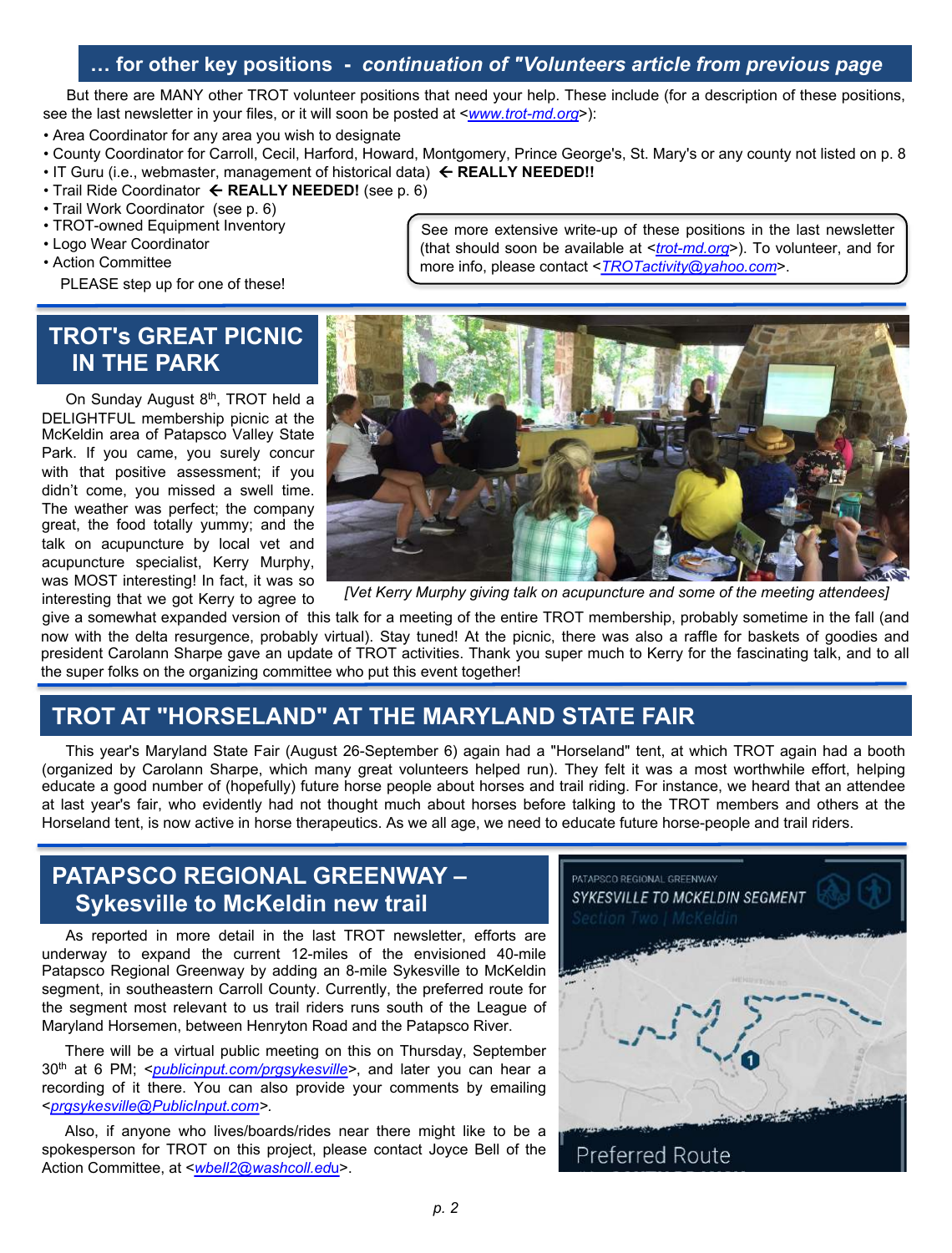## … for other key positions - *continuation of "Volunteers article from previous page*

But there are MANY other TROT volunteer positions that need your help. These include (for a description of these positions, see the last newsletter in your files, or it will soon be posted at <www.trot-md.org>):

- Area Coordinator for any area you wish to designate
- County Coordinator for Carroll, Cecil, Harford, Howard, Montgomery, Prince George's, St. Mary's or any county not listed on p. 8
- IT Guru (i.e., webmaster, management of historical data) ← **REALLY NEEDED!!**
- Trail Ride Coordinator ← **REALLY NEEDED!** (see p. 6)
- Trail Work Coordinator (see p. 6)
- TROT-owned Equipment Inventory
- Logo Wear Coordinator
- Action Committee

PLEASE step up for one of these!

See more extensive write-up of these positions in the last newsletter (that should soon be available at <trot-md.org>). To volunteer, and for more info, please contact <TROTactivity@yahoo.com>.

## TROT's GREAT PICNIC IN THE PARK

On Sunday August 8th, TROT held a DELIGHTFUL membership picnic at the McKeldin area of Patapsco Valley State Park. If you came, you surely concur with that positive assessment; if you didn't come, you missed a swell time. The weather was perfect; the company great, the food totally yummy; and the talk on acupuncture by local vet and acupuncture specialist, Kerry Murphy, was MOST interesting! In fact, it was so interesting that we got Kerry to agree to give a somewhat expanded version of this talk for a meeting of the entire TROT membership, probably sometime in the fall (and now with the delta resurgence, probably virtual). Stay tuned! At the picnic, there was also a raffle for baskets of goodies and president Carolann Sharpe gave an update of TROT activities. Thank you super much to Kerry for the fascinating talk, and to all the super folks on the organizing committee who put this event together!

*[Vet Kerry Murphy giving talk on acupuncture and some of the meeting attendees]*

## TROT AT "HORSELAND" AT THE MARYLAND STATE FAIR

This year's Maryland State Fair (August 26-September 6) again had a "Horseland" tent, at which TROT again had a booth (organized by Carolann Sharpe, which many great volunteers helped run). They felt it was a most worthwhile effort, helping educate a good number of (hopefully) future horse people about horses and trail riding. For instance, we heard that an attendee at last year's fair, who evidently had not thought much about horses before talking to the TROT members and others at the Horseland tent, is now active in horse therapeutics. As we all age, we need to educate future horse-people and trail riders.

## PATAPSCO REGIONAL GREENWAY – Sykesville to McKeldin new trail

As reported in more detail in the last TROT newsletter, efforts are underway to expand the current 12-miles of the envisioned 40-mile Patapsco Regional Greenway by adding an 8-mile Sykesville to McKeldin segment, in southeastern Carroll County. Currently, the preferred route for the segment most relevant to us trail riders runs south of the League of Maryland Horsemen, between Henryton Road and the Patapsco River.

There will be a virtual public meeting on this on Thursday, September 30th at 6 PM; <publicinput.com/prgsykesville>, and later you can hear a recording of it there. You can also provide your comments by emailing <prgsykesville@PublicInput.com>.

Also, if anyone who lives/boards/rides near there might like to be a spokesperson for TROT on this project, please contact Joyce Bell of the Action Committee, at <wbell2@washcoll.edu>.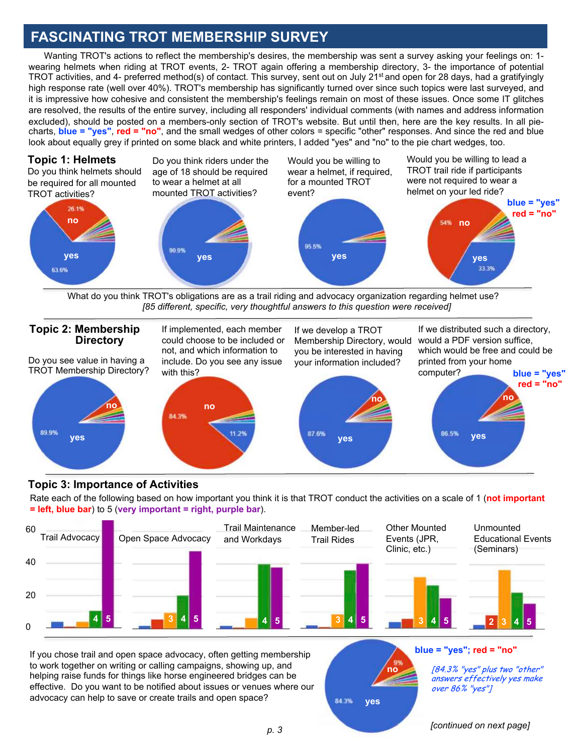# FASCINATING TROT MEMBERSHIP SURVEY

Wanting TROT's actions to reflect the membership's desires, the membership was sent a survey asking your feelings on: 1- wearing helmets when riding at TROT events, 2- TROT again offering a membership directory, 3- the importance of potential TROT activities, and 4- preferred method(s) of contact. This survey, sent out on July 21st and open for 28 days, had a gratifyingly high response rate (well over 40%). TROT's membership has significantly turned over since such topics were last surveyed, and it is impressive how cohesive and consistent the membership's feelings remain on most of these issues. Once some IT glitches are resolved, the results of the entire survey, including all responders' individual comments (with names and address information excluded), should be posted on a members-only section of TROT's website. But until then, here are the key results. In all pie-charts, **blue = "yes"**, **red = "no"**, and the small wedges of other colors = specific "other" responses. And since the red and blue look about equally grey if printed on some black and white printers, I added "yes" and "no" to the pie chart wedges, too.

## Topic 1: Helmets

Do you think helmets should be required for all mounted TROT activities?

no 26.1%; yes 63.6%

Do you think riders under the age of 18 should be required to wear a helmet at all mounted TROT activities?

yes 90.9%

Would you be willing to wear a helmet, if required, for a mounted TROT event?

yes 95.5%

Would you be willing to lead a TROT trail ride if participants were not required to wear a helmet on your led ride?

no 54%; yes 33.3%

**blue = "yes"**
**red = "no"**

What do you think TROT's obligations are as a trail riding and advocacy organization regarding helmet use?
*[85 different, specific, very thoughtful answers to this question were received]*

## Topic 2: Membership Directory

Do you see value in having a TROT Membership Directory?

yes 89.9%; no

If implemented, each member could choose to be included or not, and which information to include. Do you see any issue with this?

no 84.3%; 11.2%

If we develop a TROT Membership Directory, would you be interested in having your information included?

yes 87.6%; no

If we distributed such a directory, would a PDF version suffice, which would be free and could be printed from your home computer?

yes 86.5%; no

**blue = "yes"**
**red = "no"**

## Topic 3: Importance of Activities

Rate each of the following based on how important you think it is that TROT conduct the activities on a scale of 1 (**not important = left, blue bar**) to 5 (**very important = right, purple bar**).

Trail Advocacy | Open Space Advocacy | Trail Maintenance and Workdays | Member-led Trail Rides | Other Mounted Events (JPR, Clinic, etc.) | Unmounted Educational Events (Seminars)

If you chose trail and open space advocacy, often getting membership to work together on writing or calling campaigns, showing up, and helping raise funds for things like horse engineered bridges can be effective. Do you want to be notified about issues or venues where our advocacy can help to save or create trails and open space?

yes 84.3%; no 9%

**blue = "yes"; red = "no"**

*[84.3% "yes" plus two "other" answers effectively yes make over 86% "yes"]*

*[continued on next page]*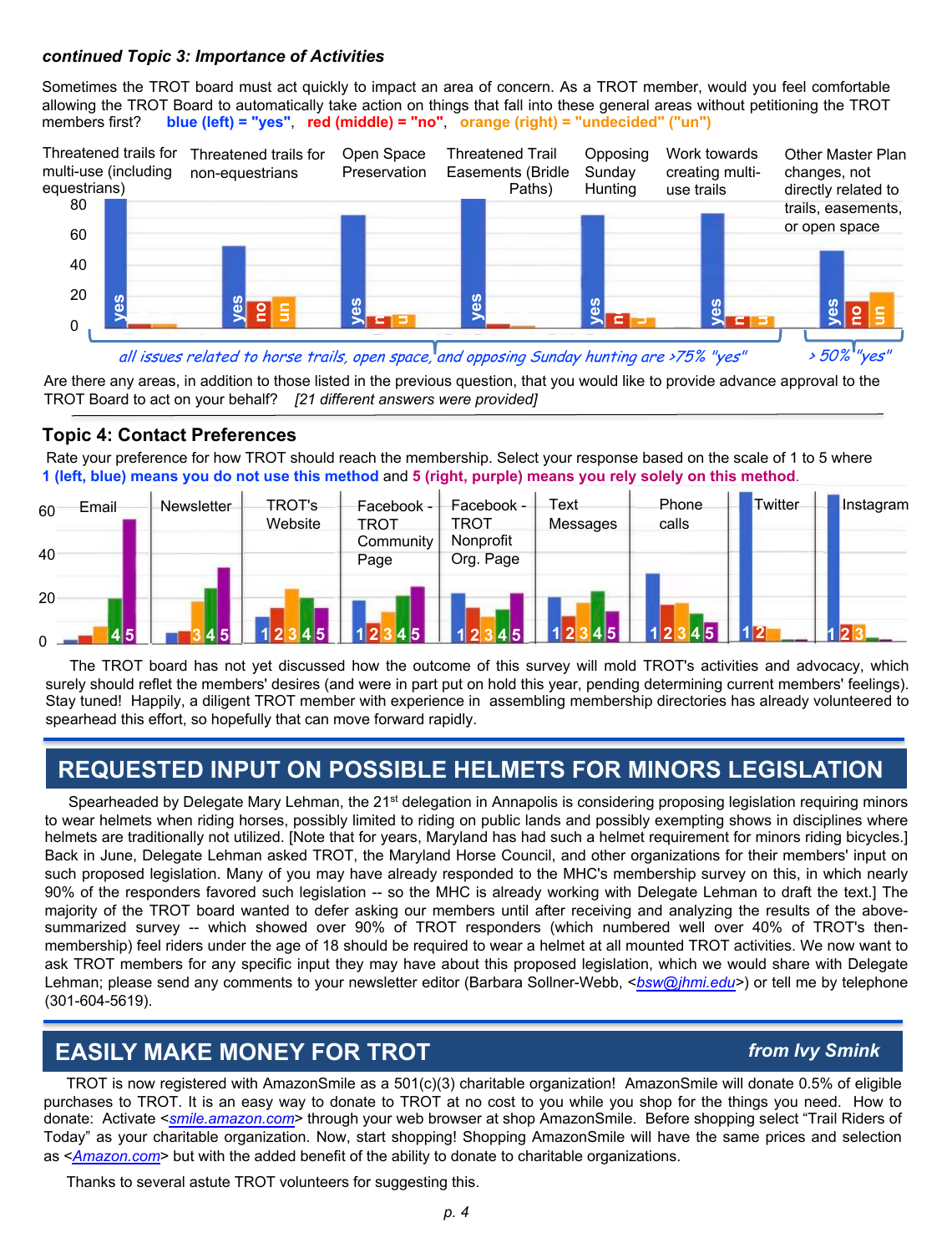***continued Topic 3: Importance of Activities***

Sometimes the TROT board must act quickly to impact an area of concern. As a TROT member, would you feel comfortable allowing the TROT Board to automatically take action on things that fall into these general areas without petitioning the TROT members first? **blue (left) = "yes"**, **red (middle) = "no"**, **orange (right) = "undecided" ("un")**

Threatened trails for multi-use (including equestrians) | Threatened trails for non-equestrians | Open Space Preservation | Threatened Trail Easements (Bridle Paths) | Opposing Sunday Hunting | Work towards creating multi-use trails | Other Master Plan changes, not directly related to trails, easements, or open space

80
60
40
20
0

yes | yes no un | yes n u | yes | yes n u | yes n u | yes no un

*all issues related to horse trails, open space, and opposing Sunday hunting are >75% "yes"* | *> 50% "yes"*

Are there any areas, in addition to those listed in the previous question, that you would like to provide advance approval to the TROT Board to act on your behalf? *[21 different answers were provided]*

### Topic 4: Contact Preferences

Rate your preference for how TROT should reach the membership. Select your response based on the scale of 1 to 5 where **1 (left, blue) means you do not use this method** and **5 (right, purple) means you rely solely on this method**.

Email | Newsletter | TROT's Website | Facebook - TROT Community Page | Facebook - TROT Nonprofit Org. Page | Text Messages | Phone calls | Twitter | Instagram

60
40
20
0

4 5 | 3 4 5 | 1 2 3 4 5 | 1 2 3 4 5 | 1 2 3 4 5 | 1 2 3 4 5 | 1 2 3 4 5 | 1 2 | 1 2 3

The TROT board has not yet discussed how the outcome of this survey will mold TROT's activities and advocacy, which surely should reflet the members' desires (and were in part put on hold this year, pending determining current members' feelings). Stay tuned! Happily, a diligent TROT member with experience in assembling membership directories has already volunteered to spearhead this effort, so hopefully that can move forward rapidly.

## REQUESTED INPUT ON POSSIBLE HELMETS FOR MINORS LEGISLATION

Spearheaded by Delegate Mary Lehman, the 21st delegation in Annapolis is considering proposing legislation requiring minors to wear helmets when riding horses, possibly limited to riding on public lands and possibly exempting shows in disciplines where helmets are traditionally not utilized. [Note that for years, Maryland has had such a helmet requirement for minors riding bicycles.] Back in June, Delegate Lehman asked TROT, the Maryland Horse Council, and other organizations for their members' input on such proposed legislation. Many of you may have already responded to the MHC's membership survey on this, in which nearly 90% of the responders favored such legislation -- so the MHC is already working with Delegate Lehman to draft the text.] The majority of the TROT board wanted to defer asking our members until after receiving and analyzing the results of the above-summarized survey -- which showed over 90% of TROT responders (which numbered well over 40% of TROT's then-membership) feel riders under the age of 18 should be required to wear a helmet at all mounted TROT activities. We now want to ask TROT members for any specific input they may have about this proposed legislation, which we would share with Delegate Lehman; please send any comments to your newsletter editor (Barbara Sollner-Webb, <bsw@jhmi.edu>) or tell me by telephone (301-604-5619).

## EASILY MAKE MONEY FOR TROT

***from Ivy Smink***

TROT is now registered with AmazonSmile as a 501(c)(3) charitable organization! AmazonSmile will donate 0.5% of eligible purchases to TROT. It is an easy way to donate to TROT at no cost to you while you shop for the things you need. How to donate: Activate <smile.amazon.com> through your web browser at shop AmazonSmile. Before shopping select "Trail Riders of Today" as your charitable organization. Now, start shopping! Shopping AmazonSmile will have the same prices and selection as <Amazon.com> but with the added benefit of the ability to donate to charitable organizations.

Thanks to several astute TROT volunteers for suggesting this.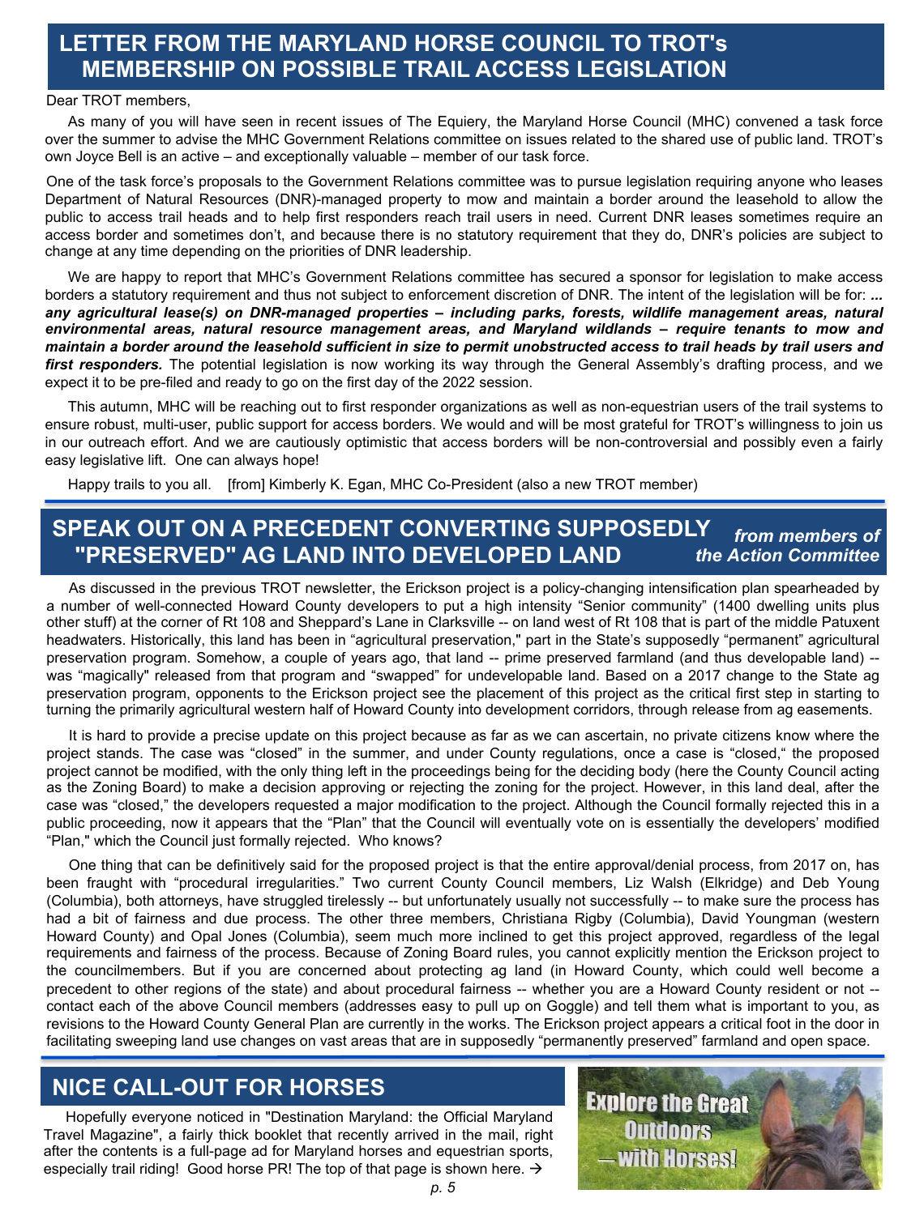## LETTER FROM THE MARYLAND HORSE COUNCIL TO TROT's MEMBERSHIP ON POSSIBLE TRAIL ACCESS LEGISLATION

Dear TROT members,

As many of you will have seen in recent issues of The Equiery, the Maryland Horse Council (MHC) convened a task force over the summer to advise the MHC Government Relations committee on issues related to the shared use of public land. TROT's own Joyce Bell is an active – and exceptionally valuable – member of our task force.

One of the task force's proposals to the Government Relations committee was to pursue legislation requiring anyone who leases Department of Natural Resources (DNR)-managed property to mow and maintain a border around the leasehold to allow the public to access trail heads and to help first responders reach trail users in need. Current DNR leases sometimes require an access border and sometimes don't, and because there is no statutory requirement that they do, DNR's policies are subject to change at any time depending on the priorities of DNR leadership.

We are happy to report that MHC's Government Relations committee has secured a sponsor for legislation to make access borders a statutory requirement and thus not subject to enforcement discretion of DNR. The intent of the legislation will be for: ***... any agricultural lease(s) on DNR-managed properties – including parks, forests, wildlife management areas, natural environmental areas, natural resource management areas, and Maryland wildlands – require tenants to mow and maintain a border around the leasehold sufficient in size to permit unobstructed access to trail heads by trail users and first responders.*** The potential legislation is now working its way through the General Assembly's drafting process, and we expect it to be pre-filed and ready to go on the first day of the 2022 session.

This autumn, MHC will be reaching out to first responder organizations as well as non-equestrian users of the trail systems to ensure robust, multi-user, public support for access borders. We would and will be most grateful for TROT's willingness to join us in our outreach effort. And we are cautiously optimistic that access borders will be non-controversial and possibly even a fairly easy legislative lift. One can always hope!

Happy trails to you all. [from] Kimberly K. Egan, MHC Co-President (also a new TROT member)

## SPEAK OUT ON A PRECEDENT CONVERTING SUPPOSEDLY "PRESERVED" AG LAND INTO DEVELOPED LAND

***from members of the Action Committee***

As discussed in the previous TROT newsletter, the Erickson project is a policy-changing intensification plan spearheaded by a number of well-connected Howard County developers to put a high intensity "Senior community" (1400 dwelling units plus other stuff) at the corner of Rt 108 and Sheppard's Lane in Clarksville -- on land west of Rt 108 that is part of the middle Patuxent headwaters. Historically, this land has been in "agricultural preservation," part in the State's supposedly "permanent" agricultural preservation program. Somehow, a couple of years ago, that land -- prime preserved farmland (and thus developable land) -- was "magically" released from that program and "swapped" for undevelopable land. Based on a 2017 change to the State ag preservation program, opponents to the Erickson project see the placement of this project as the critical first step in starting to turning the primarily agricultural western half of Howard County into development corridors, through release from ag easements.

It is hard to provide a precise update on this project because as far as we can ascertain, no private citizens know where the project stands. The case was "closed" in the summer, and under County regulations, once a case is "closed," the proposed project cannot be modified, with the only thing left in the proceedings being for the deciding body (here the County Council acting as the Zoning Board) to make a decision approving or rejecting the zoning for the project. However, in this land deal, after the case was "closed," the developers requested a major modification to the project. Although the Council formally rejected this in a public proceeding, now it appears that the "Plan" that the Council will eventually vote on is essentially the developers' modified "Plan," which the Council just formally rejected. Who knows?

One thing that can be definitively said for the proposed project is that the entire approval/denial process, from 2017 on, has been fraught with "procedural irregularities." Two current County Council members, Liz Walsh (Elkridge) and Deb Young (Columbia), both attorneys, have struggled tirelessly -- but unfortunately usually not successfully -- to make sure the process has had a bit of fairness and due process. The other three members, Christiana Rigby (Columbia), David Youngman (western Howard County) and Opal Jones (Columbia), seem much more inclined to get this project approved, regardless of the legal requirements and fairness of the process. Because of Zoning Board rules, you cannot explicitly mention the Erickson project to the councilmembers. But if you are concerned about protecting ag land (in Howard County, which could well become a precedent to other regions of the state) and about procedural fairness -- whether you are a Howard County resident or not -- contact each of the above Council members (addresses easy to pull up on Goggle) and tell them what is important to you, as revisions to the Howard County General Plan are currently in the works. The Erickson project appears a critical foot in the door in facilitating sweeping land use changes on vast areas that are in supposedly "permanently preserved" farmland and open space.

## NICE CALL-OUT FOR HORSES

Hopefully everyone noticed in "Destination Maryland: the Official Maryland Travel Magazine", a fairly thick booklet that recently arrived in the mail, right after the contents is a full-page ad for Maryland horses and equestrian sports, especially trail riding! Good horse PR! The top of that page is shown here. →

Explore the Great Outdoors —with Horses!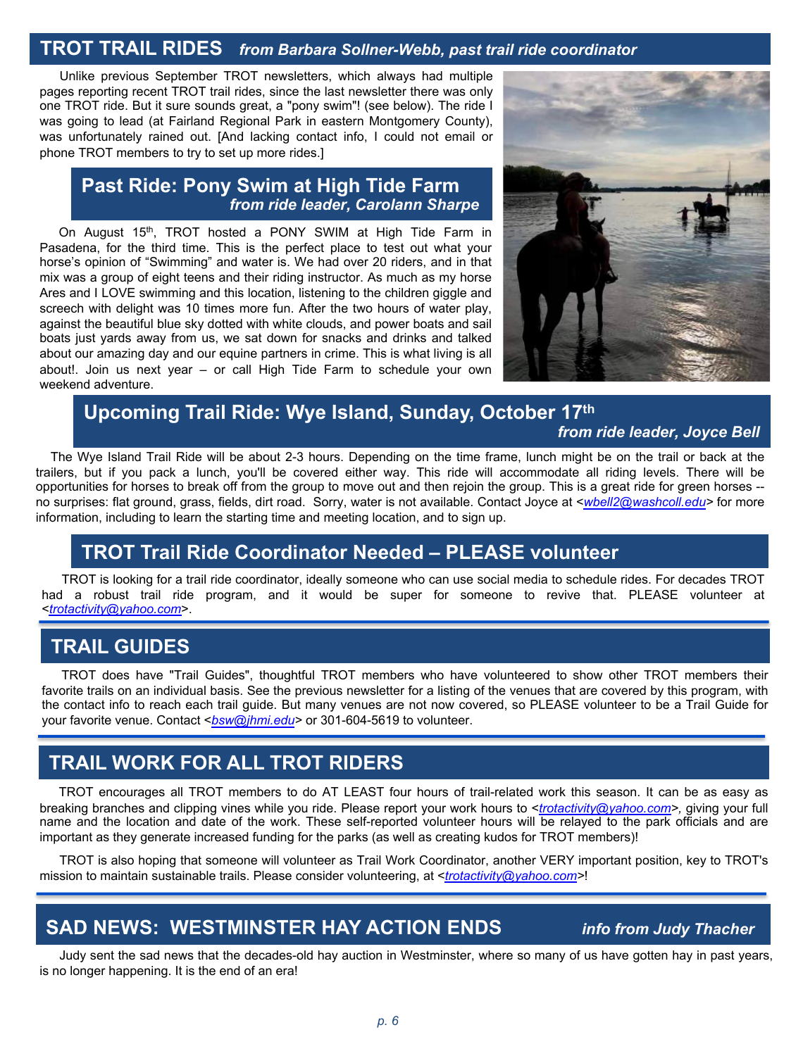## TROT TRAIL RIDES *from Barbara Sollner-Webb, past trail ride coordinator*

Unlike previous September TROT newsletters, which always had multiple pages reporting recent TROT trail rides, since the last newsletter there was only one TROT ride. But it sure sounds great, a "pony swim"! (see below). The ride I was going to lead (at Fairland Regional Park in eastern Montgomery County), was unfortunately rained out. [And lacking contact info, I could not email or phone TROT members to try to set up more rides.]

### Past Ride: Pony Swim at High Tide Farm
*from ride leader, Carolann Sharpe*

On August 15th, TROT hosted a PONY SWIM at High Tide Farm in Pasadena, for the third time. This is the perfect place to test out what your horse's opinion of "Swimming" and water is. We had over 20 riders, and in that mix was a group of eight teens and their riding instructor. As much as my horse Ares and I LOVE swimming and this location, listening to the children giggle and screech with delight was 10 times more fun. After the two hours of water play, against the beautiful blue sky dotted with white clouds, and power boats and sail boats just yards away from us, we sat down for snacks and drinks and talked about our amazing day and our equine partners in crime. This is what living is all about!. Join us next year – or call High Tide Farm to schedule your own weekend adventure.

### Upcoming Trail Ride: Wye Island, Sunday, October 17th
*from ride leader, Joyce Bell*

The Wye Island Trail Ride will be about 2-3 hours. Depending on the time frame, lunch might be on the trail or back at the trailers, but if you pack a lunch, you'll be covered either way. This ride will accommodate all riding levels. There will be opportunities for horses to break off from the group to move out and then rejoin the group. This is a great ride for green horses -- no surprises: flat ground, grass, fields, dirt road. Sorry, water is not available. Contact Joyce at <wbell2@washcoll.edu> for more information, including to learn the starting time and meeting location, and to sign up.

### TROT Trail Ride Coordinator Needed – PLEASE volunteer

TROT is looking for a trail ride coordinator, ideally someone who can use social media to schedule rides. For decades TROT had a robust trail ride program, and it would be super for someone to revive that. PLEASE volunteer at <trotactivity@yahoo.com>.

## TRAIL GUIDES

TROT does have "Trail Guides", thoughtful TROT members who have volunteered to show other TROT members their favorite trails on an individual basis. See the previous newsletter for a listing of the venues that are covered by this program, with the contact info to reach each trail guide. But many venues are not now covered, so PLEASE volunteer to be a Trail Guide for your favorite venue. Contact <bsw@jhmi.edu> or 301-604-5619 to volunteer.

## TRAIL WORK FOR ALL TROT RIDERS

TROT encourages all TROT members to do AT LEAST four hours of trail-related work this season. It can be as easy as breaking branches and clipping vines while you ride. Please report your work hours to <trotactivity@yahoo.com>, giving your full name and the location and date of the work. These self-reported volunteer hours will be relayed to the park officials and are important as they generate increased funding for the parks (as well as creating kudos for TROT members)!

TROT is also hoping that someone will volunteer as Trail Work Coordinator, another VERY important position, key to TROT's mission to maintain sustainable trails. Please consider volunteering, at <trotactivity@yahoo.com>!

## SAD NEWS: WESTMINSTER HAY ACTION ENDS *info from Judy Thacher*

Judy sent the sad news that the decades-old hay auction in Westminster, where so many of us have gotten hay in past years, is no longer happening. It is the end of an era!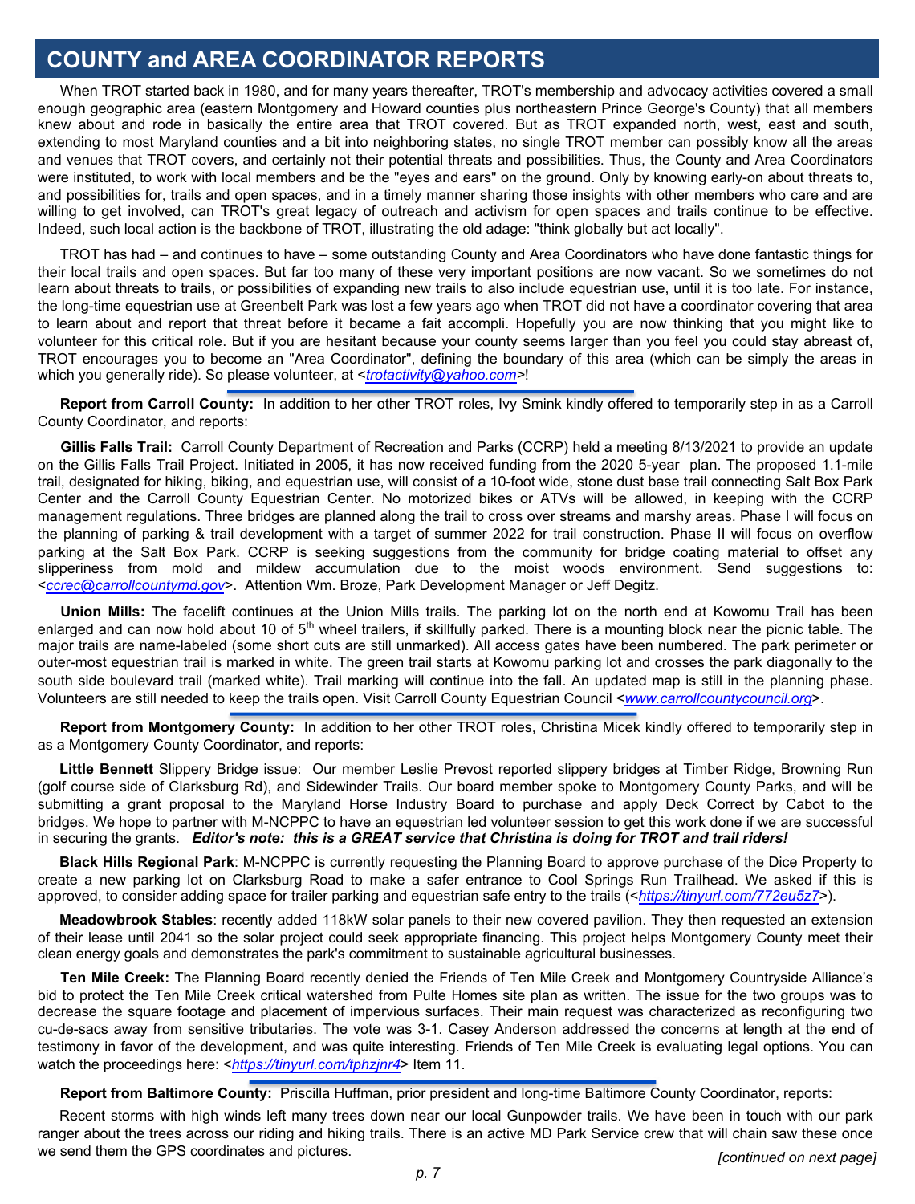# COUNTY and AREA COORDINATOR REPORTS

When TROT started back in 1980, and for many years thereafter, TROT's membership and advocacy activities covered a small enough geographic area (eastern Montgomery and Howard counties plus northeastern Prince George's County) that all members knew about and rode in basically the entire area that TROT covered. But as TROT expanded north, west, east and south, extending to most Maryland counties and a bit into neighboring states, no single TROT member can possibly know all the areas and venues that TROT covers, and certainly not their potential threats and possibilities. Thus, the County and Area Coordinators were instituted, to work with local members and be the "eyes and ears" on the ground. Only by knowing early-on about threats to, and possibilities for, trails and open spaces, and in a timely manner sharing those insights with other members who care and are willing to get involved, can TROT's great legacy of outreach and activism for open spaces and trails continue to be effective. Indeed, such local action is the backbone of TROT, illustrating the old adage: "think globally but act locally".

TROT has had – and continues to have – some outstanding County and Area Coordinators who have done fantastic things for their local trails and open spaces. But far too many of these very important positions are now vacant. So we sometimes do not learn about threats to trails, or possibilities of expanding new trails to also include equestrian use, until it is too late. For instance, the long-time equestrian use at Greenbelt Park was lost a few years ago when TROT did not have a coordinator covering that area to learn about and report that threat before it became a fait accompli. Hopefully you are now thinking that you might like to volunteer for this critical role. But if you are hesitant because your county seems larger than you feel you could stay abreast of, TROT encourages you to become an "Area Coordinator", defining the boundary of this area (which can be simply the areas in which you generally ride). So please volunteer, at <*trotactivity@yahoo.com*>!

---

**Report from Carroll County:** In addition to her other TROT roles, Ivy Smink kindly offered to temporarily step in as a Carroll County Coordinator, and reports:

**Gillis Falls Trail:** Carroll County Department of Recreation and Parks (CCRP) held a meeting 8/13/2021 to provide an update on the Gillis Falls Trail Project. Initiated in 2005, it has now received funding from the 2020 5-year plan. The proposed 1.1-mile trail, designated for hiking, biking, and equestrian use, will consist of a 10-foot wide, stone dust base trail connecting Salt Box Park Center and the Carroll County Equestrian Center. No motorized bikes or ATVs will be allowed, in keeping with the CCRP management regulations. Three bridges are planned along the trail to cross over streams and marshy areas. Phase I will focus on the planning of parking & trail development with a target of summer 2022 for trail construction. Phase II will focus on overflow parking at the Salt Box Park. CCRP is seeking suggestions from the community for bridge coating material to offset any slipperiness from mold and mildew accumulation due to the moist woods environment. Send suggestions to: <*ccrec@carrollcountymd.gov*>. Attention Wm. Broze, Park Development Manager or Jeff Degitz.

**Union Mills:** The facelift continues at the Union Mills trails. The parking lot on the north end at Kowomu Trail has been enlarged and can now hold about 10 of 5th wheel trailers, if skillfully parked. There is a mounting block near the picnic table. The major trails are name-labeled (some short cuts are still unmarked). All access gates have been numbered. The park perimeter or outer-most equestrian trail is marked in white. The green trail starts at Kowomu parking lot and crosses the park diagonally to the south side boulevard trail (marked white). Trail marking will continue into the fall. An updated map is still in the planning phase. Volunteers are still needed to keep the trails open. Visit Carroll County Equestrian Council <*www.carrollcountycouncil.org*>.

---

**Report from Montgomery County:** In addition to her other TROT roles, Christina Micek kindly offered to temporarily step in as a Montgomery County Coordinator, and reports:

**Little Bennett** Slippery Bridge issue: Our member Leslie Prevost reported slippery bridges at Timber Ridge, Browning Run (golf course side of Clarksburg Rd), and Sidewinder Trails. Our board member spoke to Montgomery County Parks, and will be submitting a grant proposal to the Maryland Horse Industry Board to purchase and apply Deck Correct by Cabot to the bridges. We hope to partner with M-NCPPC to have an equestrian led volunteer session to get this work done if we are successful in securing the grants. ***Editor's note: this is a GREAT service that Christina is doing for TROT and trail riders!***

**Black Hills Regional Park**: M-NCPPC is currently requesting the Planning Board to approve purchase of the Dice Property to create a new parking lot on Clarksburg Road to make a safer entrance to Cool Springs Run Trailhead. We asked if this is approved, to consider adding space for trailer parking and equestrian safe entry to the trails (<*https://tinyurl.com/772eu5z7*>).

**Meadowbrook Stables**: recently added 118kW solar panels to their new covered pavilion. They then requested an extension of their lease until 2041 so the solar project could seek appropriate financing. This project helps Montgomery County meet their clean energy goals and demonstrates the park's commitment to sustainable agricultural businesses.

**Ten Mile Creek:** The Planning Board recently denied the Friends of Ten Mile Creek and Montgomery Countryside Alliance's bid to protect the Ten Mile Creek critical watershed from Pulte Homes site plan as written. The issue for the two groups was to decrease the square footage and placement of impervious surfaces. Their main request was characterized as reconfiguring two cu-de-sacs away from sensitive tributaries. The vote was 3-1. Casey Anderson addressed the concerns at length at the end of testimony in favor of the development, and was quite interesting. Friends of Ten Mile Creek is evaluating legal options. You can watch the proceedings here: <*https://tinyurl.com/tphzjnr4*> Item 11.

---

**Report from Baltimore County:** Priscilla Huffman, prior president and long-time Baltimore County Coordinator, reports:

Recent storms with high winds left many trees down near our local Gunpowder trails. We have been in touch with our park ranger about the trees across our riding and hiking trails. There is an active MD Park Service crew that will chain saw these once we send them the GPS coordinates and pictures.

*[continued on next page]*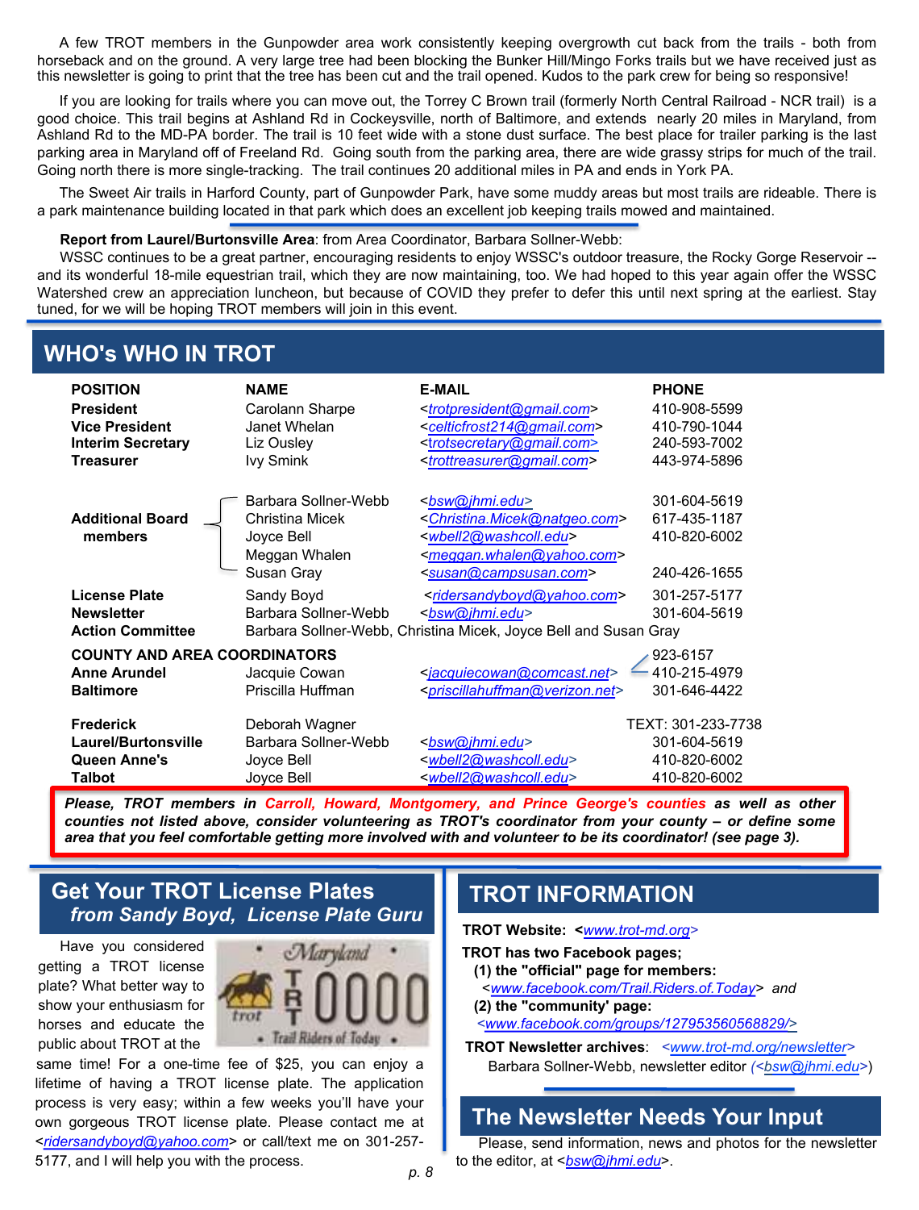A few TROT members in the Gunpowder area work consistently keeping overgrowth cut back from the trails - both from horseback and on the ground. A very large tree had been blocking the Bunker Hill/Mingo Forks trails but we have received just as this newsletter is going to print that the tree has been cut and the trail opened. Kudos to the park crew for being so responsive!

If you are looking for trails where you can move out, the Torrey C Brown trail (formerly North Central Railroad - NCR trail) is a good choice. This trail begins at Ashland Rd in Cockeysville, north of Baltimore, and extends nearly 20 miles in Maryland, from Ashland Rd to the MD-PA border. The trail is 10 feet wide with a stone dust surface. The best place for trailer parking is the last parking area in Maryland off of Freeland Rd. Going south from the parking area, there are wide grassy strips for much of the trail. Going north there is more single-tracking. The trail continues 20 additional miles in PA and ends in York PA.

The Sweet Air trails in Harford County, part of Gunpowder Park, have some muddy areas but most trails are rideable. There is a park maintenance building located in that park which does an excellent job keeping trails mowed and maintained.

**Report from Laurel/Burtonsville Area**: from Area Coordinator, Barbara Sollner-Webb:

WSSC continues to be a great partner, encouraging residents to enjoy WSSC's outdoor treasure, the Rocky Gorge Reservoir -- and its wonderful 18-mile equestrian trail, which they are now maintaining, too. We had hoped to this year again offer the WSSC Watershed crew an appreciation luncheon, but because of COVID they prefer to defer this until next spring at the earliest. Stay tuned, for we will be hoping TROT members will join in this event.

## WHO's WHO IN TROT

| POSITION | NAME | E-MAIL | PHONE |
|---|---|---|---|
| **President** | Carolann Sharpe | <trotpresident@gmail.com> | 410-908-5599 |
| **Vice President** | Janet Whelan | <celticfrost214@gmail.com> | 410-790-1044 |
| **Interim Secretary** | Liz Ousley | <trotsecretary@gmail.com> | 240-593-7002 |
| **Treasurer** | Ivy Smink | <trottreasurer@gmail.com> | 443-974-5896 |
| **Additional Board members** | Barbara Sollner-Webb | <bsw@jhmi.edu> | 301-604-5619 |
| | Christina Micek | <Christina.Micek@natgeo.com> | 617-435-1187 |
| | Joyce Bell | <wbell2@washcoll.edu> | 410-820-6002 |
| | Meggan Whalen | <meggan.whalen@yahoo.com> | |
| | Susan Gray | <susan@campsusan.com> | 240-426-1655 |
| **License Plate** | Sandy Boyd | <ridersandyboyd@yahoo.com> | 301-257-5177 |
| **Newsletter** | Barbara Sollner-Webb | <bsw@jhmi.edu> | 301-604-5619 |
| **Action Committee** | Barbara Sollner-Webb, Christina Micek, Joyce Bell and Susan Gray | | |
| **COUNTY AND AREA COORDINATORS** | | | |
| **Anne Arundel** | Jacquie Cowan | <jacquiecowan@comcast.net> | 410-215-4979 (923-6157) |
| **Baltimore** | Priscilla Huffman | <priscillahuffman@verizon.net> | 301-646-4422 |
| **Frederick** | Deborah Wagner | | TEXT: 301-233-7738 |
| **Laurel/Burtonsville** | Barbara Sollner-Webb | <bsw@jhmi.edu> | 301-604-5619 |
| **Queen Anne's** | Joyce Bell | <wbell2@washcoll.edu> | 410-820-6002 |
| **Talbot** | Joyce Bell | <wbell2@washcoll.edu> | 410-820-6002 |

***Please, TROT members in Carroll, Howard, Montgomery, and Prince George's counties as well as other counties not listed above, consider volunteering as TROT's coordinator from your county – or define some area that you feel comfortable getting more involved with and volunteer to be its coordinator! (see page 3).***

## Get Your TROT License Plates
### *from Sandy Boyd, License Plate Guru*

Have you considered getting a TROT license plate? What better way to show your enthusiasm for horses and educate the public about TROT at the same time! For a one-time fee of $25, you can enjoy a lifetime of having a TROT license plate. The application process is very easy; within a few weeks you'll have your own gorgeous TROT license plate. Please contact me at <ridersandyboyd@yahoo.com> or call/text me on 301-257-5177, and I will help you with the process.

## TROT INFORMATION

**TROT Website: <**www.trot-md.org>

**TROT has two Facebook pages;**

**(1) the "official" page for members:** <www.facebook.com/Trail.Riders.of.Today> *and*

**(2) the "community' page:** <www.facebook.com/groups/127953560568829/>

**TROT Newsletter archives**: <www.trot-md.org/newsletter>
Barbara Sollner-Webb, newsletter editor *(<bsw@jhmi.edu>)*

## The Newsletter Needs Your Input

Please, send information, news and photos for the newsletter to the editor, at <bsw@jhmi.edu>.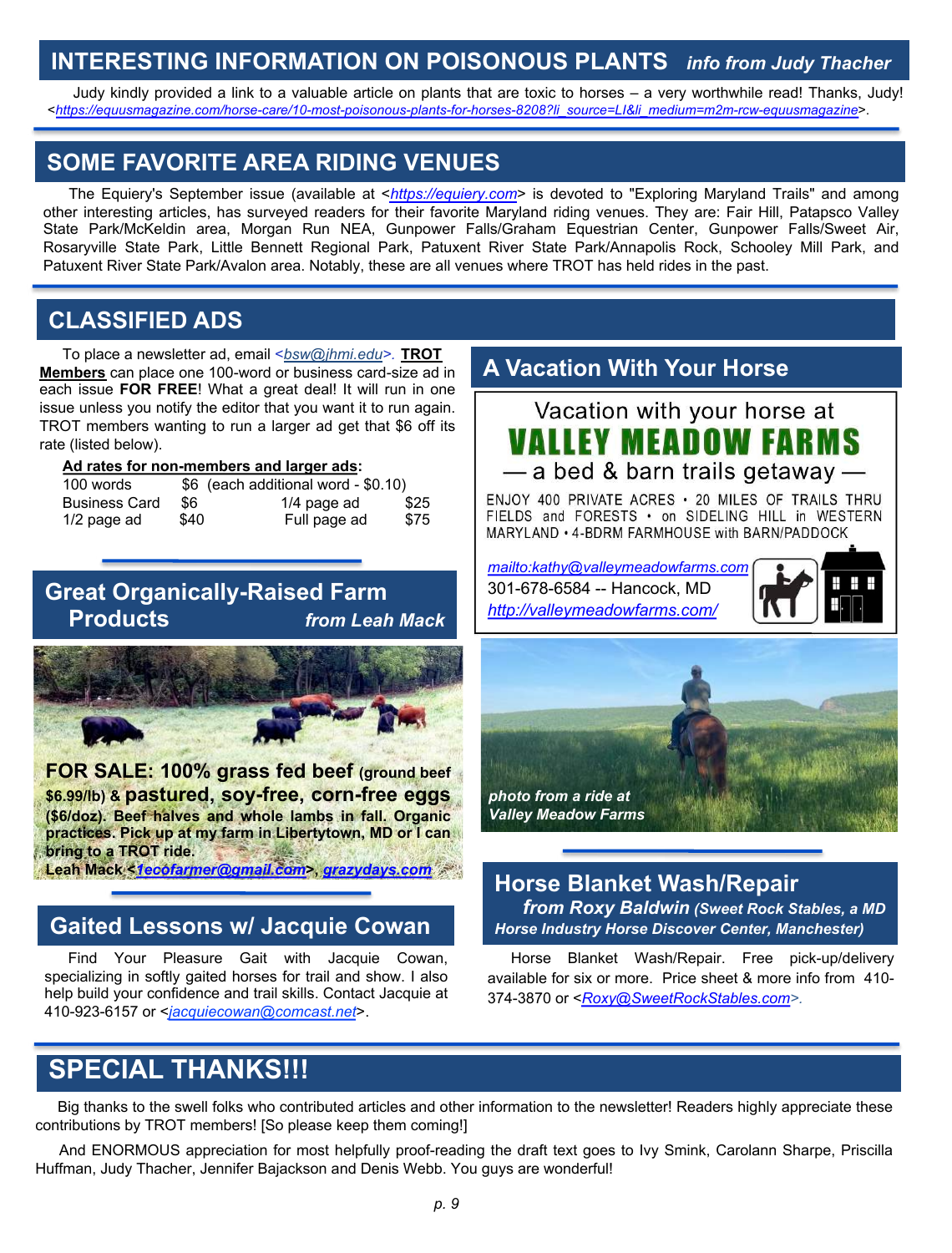## INTERESTING INFORMATION ON POISONOUS PLANTS *info from Judy Thacher*

Judy kindly provided a link to a valuable article on plants that are toxic to horses – a very worthwhile read! Thanks, Judy! <*https://equusmagazine.com/horse-care/10-most-poisonous-plants-for-horses-8208?li_source=LI&li_medium=m2m-rcw-equusmagazine*>.

## SOME FAVORITE AREA RIDING VENUES

The Equiery's September issue (available at <*https://equiery.com*> is devoted to "Exploring Maryland Trails" and among other interesting articles, has surveyed readers for their favorite Maryland riding venues. They are: Fair Hill, Patapsco Valley State Park/McKeldin area, Morgan Run NEA, Gunpower Falls/Graham Equestrian Center, Gunpower Falls/Sweet Air, Rosaryville State Park, Little Bennett Regional Park, Patuxent River State Park/Annapolis Rock, Schooley Mill Park, and Patuxent River State Park/Avalon area. Notably, these are all venues where TROT has held rides in the past.

## CLASSIFIED ADS

To place a newsletter ad, email <*bsw@jhmi.edu*>. **TROT Members** can place one 100-word or business card-size ad in each issue **FOR FREE**! What a great deal! It will run in one issue unless you notify the editor that you want it to run again. TROT members wanting to run a larger ad get that $6 off its rate (listed below).

**Ad rates for non-members and larger ads:**

| | | | |
|---|---|---|---|
| 100 words | $6 (each additional word - $0.10) | | |
| Business Card | $6 | 1/4 page ad | $25 |
| 1/2 page ad | $40 | Full page ad | $75 |

### Great Organically-Raised Farm Products *from Leah Mack*

**FOR SALE: 100% grass fed beef (ground beef $6.99/lb) & pastured, soy-free, corn-free eggs ($6/doz). Beef halves and whole lambs in fall. Organic practices. Pick up at my farm in Libertytown, MD or I can bring to a TROT ride.**

**Leah Mack <*1ecofarmer@gmail.com*>, *grazydays.com***

### Gaited Lessons w/ Jacquie Cowan

Find Your Pleasure Gait with Jacquie Cowan, specializing in softly gaited horses for trail and show. I also help build your confidence and trail skills. Contact Jacquie at 410-923-6157 or <*jacquiecowan@comcast.net*>.

### A Vacation With Your Horse

Vacation with your horse at

**VALLEY MEADOW FARMS**

— a bed & barn trails getaway —

ENJOY 400 PRIVATE ACRES • 20 MILES OF TRAILS THRU FIELDS and FORESTS • on SIDELING HILL in WESTERN MARYLAND • 4-BDRM FARMHOUSE with BARN/PADDOCK

*mailto:kathy@valleymeadowfarms.com*
301-678-6584 -- Hancock, MD
*http://valleymeadowfarms.com/*

***photo from a ride at Valley Meadow Farms***

### Horse Blanket Wash/Repair *from Roxy Baldwin (Sweet Rock Stables, a MD Horse Industry Horse Discover Center, Manchester)*

Horse Blanket Wash/Repair. Free pick-up/delivery available for six or more. Price sheet & more info from 410-374-3870 or <*Roxy@SweetRockStables.com*>.

## SPECIAL THANKS!!!

Big thanks to the swell folks who contributed articles and other information to the newsletter! Readers highly appreciate these contributions by TROT members! [So please keep them coming!]

And ENORMOUS appreciation for most helpfully proof-reading the draft text goes to Ivy Smink, Carolann Sharpe, Priscilla Huffman, Judy Thacher, Jennifer Bajackson and Denis Webb. You guys are wonderful!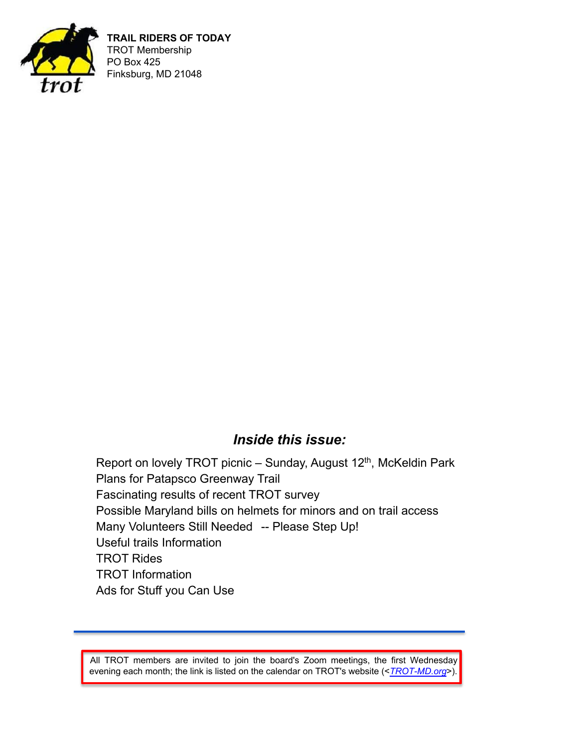**TRAIL RIDERS OF TODAY**
TROT Membership
PO Box 425
Finksburg, MD 21048

## *Inside this issue:*

Report on lovely TROT picnic – Sunday, August 12th, McKeldin Park
Plans for Patapsco Greenway Trail
Fascinating results of recent TROT survey
Possible Maryland bills on helmets for minors and on trail access
Many Volunteers Still Needed -- Please Step Up!
Useful trails Information
TROT Rides
TROT Information
Ads for Stuff you Can Use

---

All TROT members are invited to join the board's Zoom meetings, the first Wednesday evening each month; the link is listed on the calendar on TROT's website (<*TROT-MD.org*>).